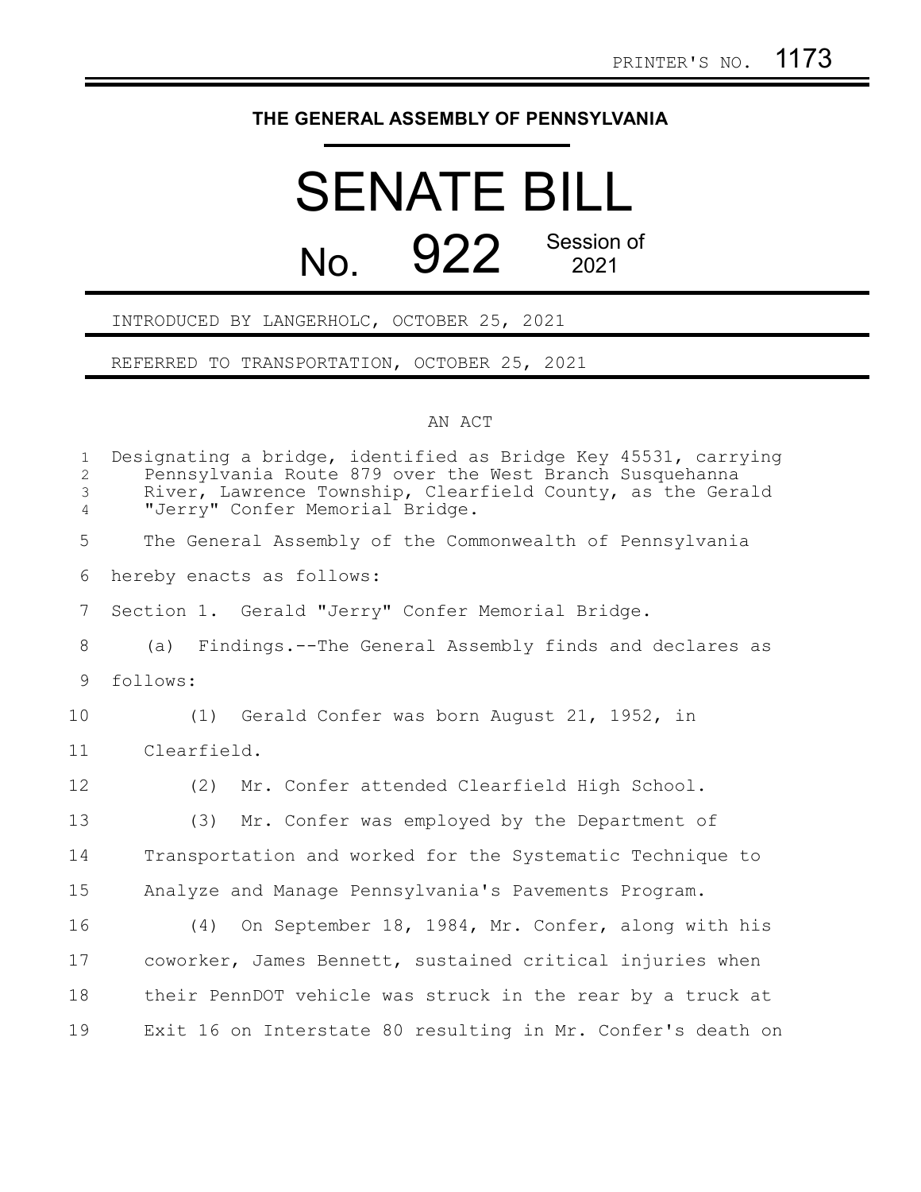PRINTER'S NO. 1173

# THE GENERAL ASSEMBLY OF PENNSYLVANIA

# SENATE BILL

## No. 922 Session of 2021

INTRODUCED BY LANGERHOLC, OCTOBER 25, 2021

REFERRED TO TRANSPORTATION, OCTOBER 25, 2021

AN ACT

Designating a bridge, identified as Bridge Key 45531, carrying Pennsylvania Route 879 over the West Branch Susquehanna River, Lawrence Township, Clearfield County, as the Gerald "Jerry" Confer Memorial Bridge.

The General Assembly of the Commonwealth of Pennsylvania hereby enacts as follows:

Section 1. Gerald "Jerry" Confer Memorial Bridge.

(a) Findings.--The General Assembly finds and declares as follows:

(1) Gerald Confer was born August 21, 1952, in Clearfield.

(2) Mr. Confer attended Clearfield High School.

(3) Mr. Confer was employed by the Department of Transportation and worked for the Systematic Technique to Analyze and Manage Pennsylvania's Pavements Program.

(4) On September 18, 1984, Mr. Confer, along with his coworker, James Bennett, sustained critical injuries when their PennDOT vehicle was struck in the rear by a truck at Exit 16 on Interstate 80 resulting in Mr. Confer's death on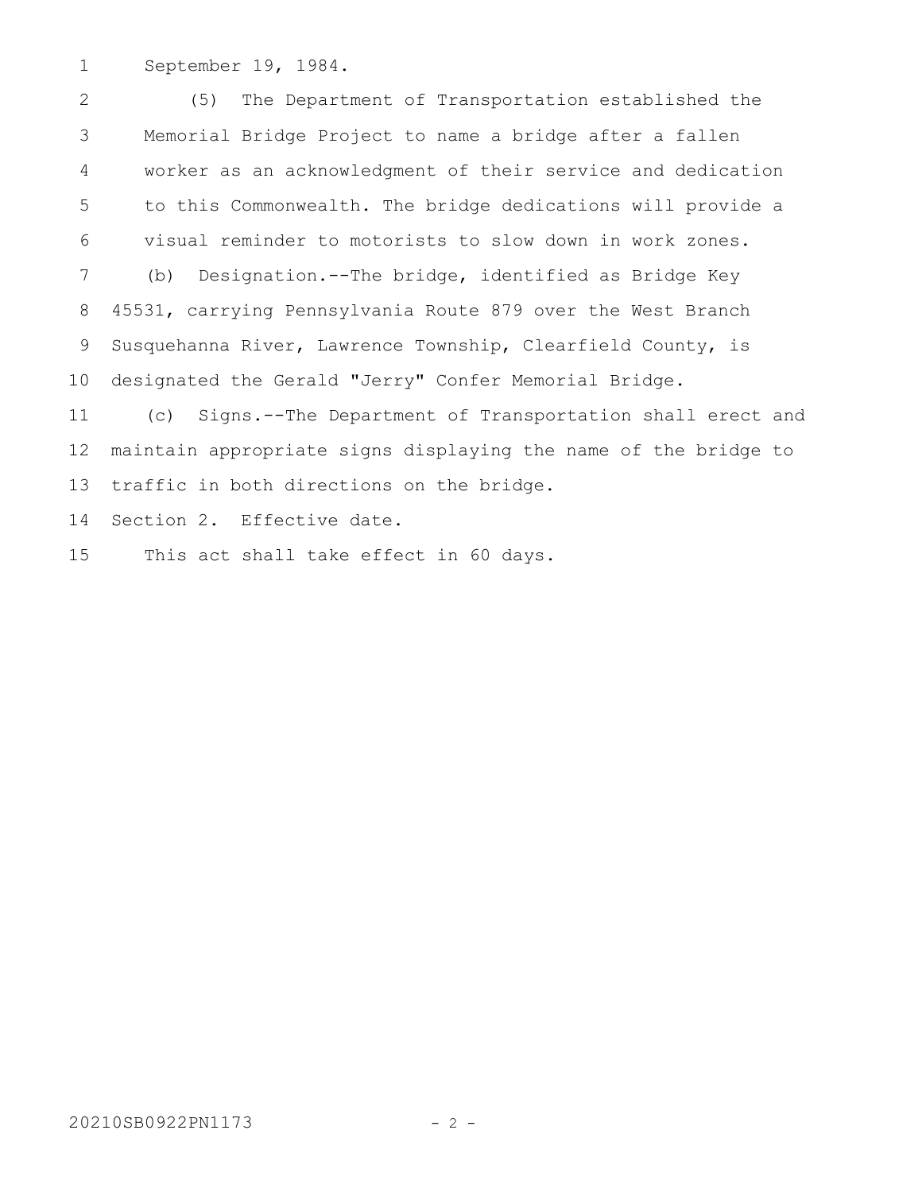September 19, 1984.

(5) The Department of Transportation established the Memorial Bridge Project to name a bridge after a fallen worker as an acknowledgment of their service and dedication to this Commonwealth. The bridge dedications will provide a visual reminder to motorists to slow down in work zones.

(b) Designation.--The bridge, identified as Bridge Key 45531, carrying Pennsylvania Route 879 over the West Branch Susquehanna River, Lawrence Township, Clearfield County, is designated the Gerald "Jerry" Confer Memorial Bridge.

(c) Signs.--The Department of Transportation shall erect and maintain appropriate signs displaying the name of the bridge to traffic in both directions on the bridge.

Section 2. Effective date.

This act shall take effect in 60 days.